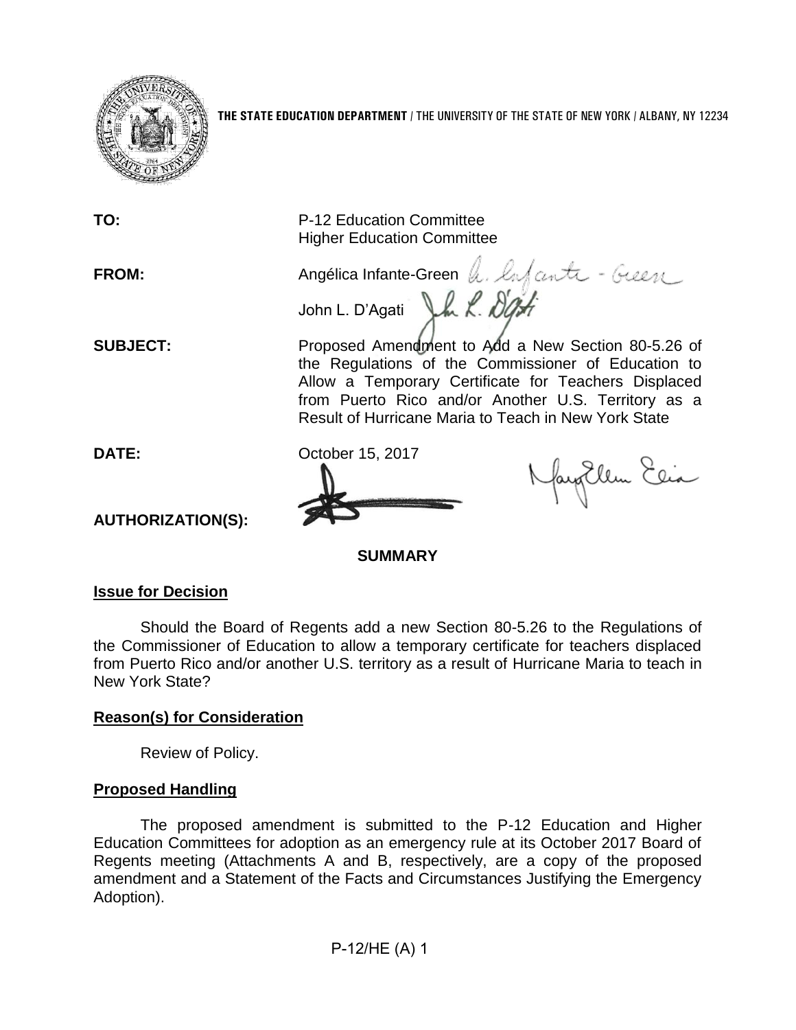**THE STATE EDUCATION DEPARTMENT** / THE UNIVERSITY OF THE STATE OF NEW YORK / ALBANY, NY 12234

**TO:** P-12 Education Committee
Higher Education Committee

**FROM:** Angélica Infante-Green

John L. D'Agati

**SUBJECT:** Proposed Amendment to Add a New Section 80-5.26 of the Regulations of the Commissioner of Education to Allow a Temporary Certificate for Teachers Displaced from Puerto Rico and/or Another U.S. Territory as a Result of Hurricane Maria to Teach in New York State

**DATE:** October 15, 2017

**AUTHORIZATION(S):**

## SUMMARY

### Issue for Decision

Should the Board of Regents add a new Section 80-5.26 to the Regulations of the Commissioner of Education to allow a temporary certificate for teachers displaced from Puerto Rico and/or another U.S. territory as a result of Hurricane Maria to teach in New York State?

### Reason(s) for Consideration

Review of Policy.

### Proposed Handling

The proposed amendment is submitted to the P-12 Education and Higher Education Committees for adoption as an emergency rule at its October 2017 Board of Regents meeting (Attachments A and B, respectively, are a copy of the proposed amendment and a Statement of the Facts and Circumstances Justifying the Emergency Adoption).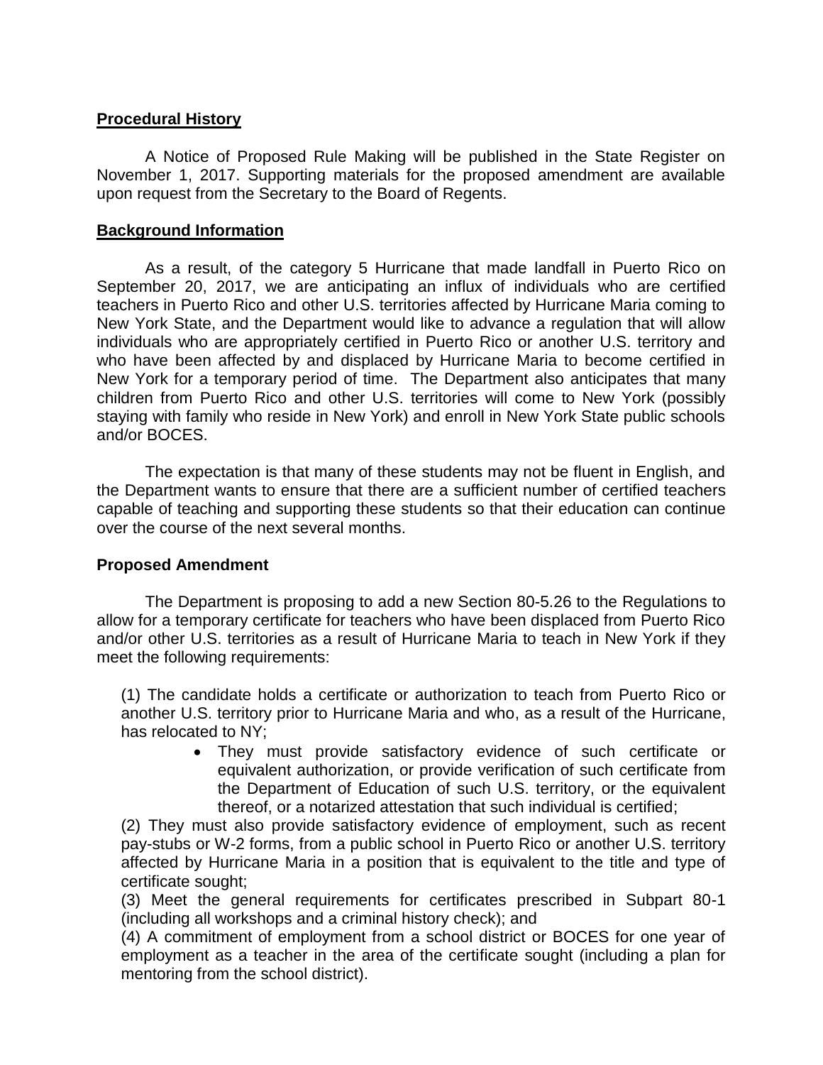**Procedural History**

A Notice of Proposed Rule Making will be published in the State Register on November 1, 2017. Supporting materials for the proposed amendment are available upon request from the Secretary to the Board of Regents.

**Background Information**

As a result, of the category 5 Hurricane that made landfall in Puerto Rico on September 20, 2017, we are anticipating an influx of individuals who are certified teachers in Puerto Rico and other U.S. territories affected by Hurricane Maria coming to New York State, and the Department would like to advance a regulation that will allow individuals who are appropriately certified in Puerto Rico or another U.S. territory and who have been affected by and displaced by Hurricane Maria to become certified in New York for a temporary period of time. The Department also anticipates that many children from Puerto Rico and other U.S. territories will come to New York (possibly staying with family who reside in New York) and enroll in New York State public schools and/or BOCES.

The expectation is that many of these students may not be fluent in English, and the Department wants to ensure that there are a sufficient number of certified teachers capable of teaching and supporting these students so that their education can continue over the course of the next several months.

**Proposed Amendment**

The Department is proposing to add a new Section 80-5.26 to the Regulations to allow for a temporary certificate for teachers who have been displaced from Puerto Rico and/or other U.S. territories as a result of Hurricane Maria to teach in New York if they meet the following requirements:

(1) The candidate holds a certificate or authorization to teach from Puerto Rico or another U.S. territory prior to Hurricane Maria and who, as a result of the Hurricane, has relocated to NY;

- They must provide satisfactory evidence of such certificate or equivalent authorization, or provide verification of such certificate from the Department of Education of such U.S. territory, or the equivalent thereof, or a notarized attestation that such individual is certified;

(2) They must also provide satisfactory evidence of employment, such as recent pay-stubs or W-2 forms, from a public school in Puerto Rico or another U.S. territory affected by Hurricane Maria in a position that is equivalent to the title and type of certificate sought;

(3) Meet the general requirements for certificates prescribed in Subpart 80-1 (including all workshops and a criminal history check); and

(4) A commitment of employment from a school district or BOCES for one year of employment as a teacher in the area of the certificate sought (including a plan for mentoring from the school district).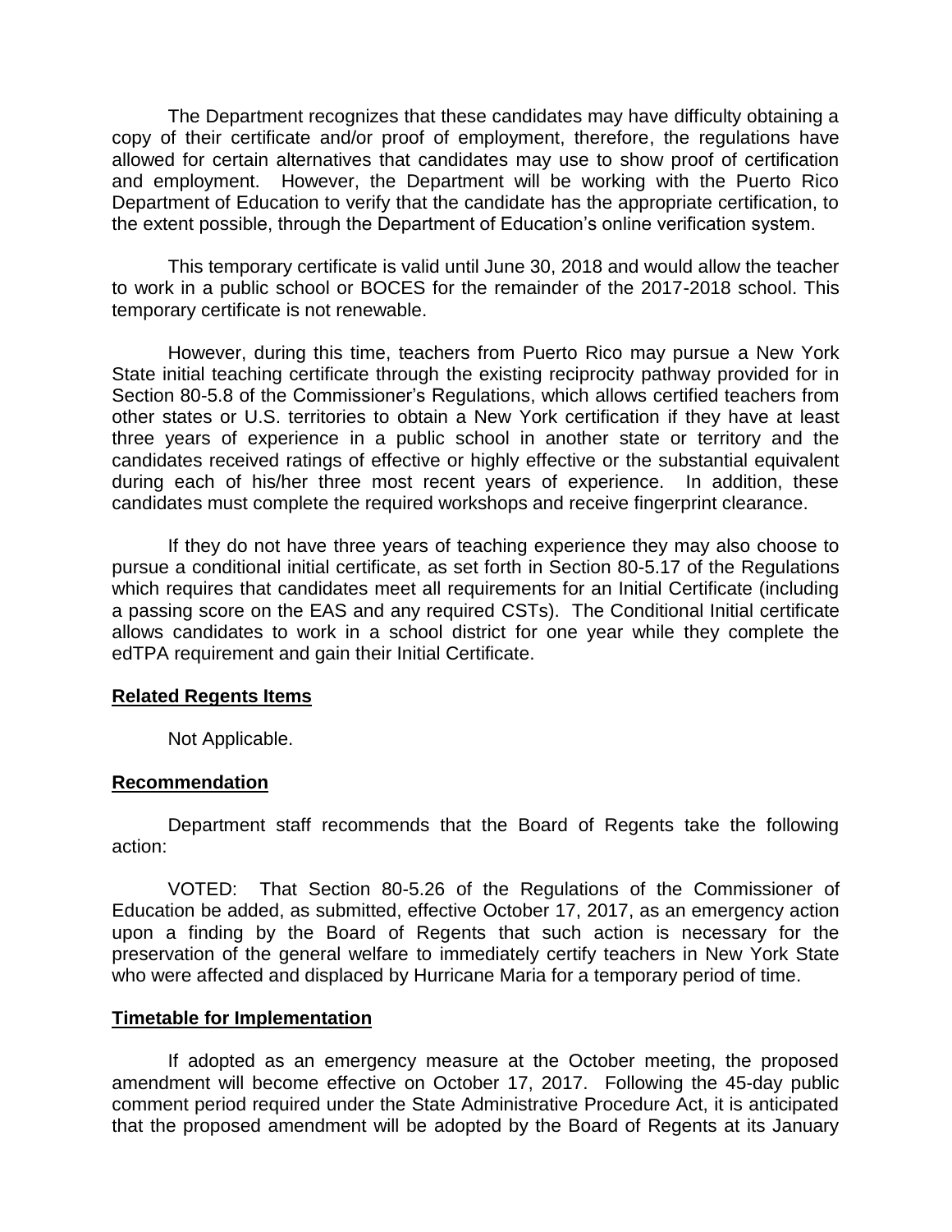The Department recognizes that these candidates may have difficulty obtaining a copy of their certificate and/or proof of employment, therefore, the regulations have allowed for certain alternatives that candidates may use to show proof of certification and employment. However, the Department will be working with the Puerto Rico Department of Education to verify that the candidate has the appropriate certification, to the extent possible, through the Department of Education's online verification system.

This temporary certificate is valid until June 30, 2018 and would allow the teacher to work in a public school or BOCES for the remainder of the 2017-2018 school. This temporary certificate is not renewable.

However, during this time, teachers from Puerto Rico may pursue a New York State initial teaching certificate through the existing reciprocity pathway provided for in Section 80-5.8 of the Commissioner's Regulations, which allows certified teachers from other states or U.S. territories to obtain a New York certification if they have at least three years of experience in a public school in another state or territory and the candidates received ratings of effective or highly effective or the substantial equivalent during each of his/her three most recent years of experience. In addition, these candidates must complete the required workshops and receive fingerprint clearance.

If they do not have three years of teaching experience they may also choose to pursue a conditional initial certificate, as set forth in Section 80-5.17 of the Regulations which requires that candidates meet all requirements for an Initial Certificate (including a passing score on the EAS and any required CSTs). The Conditional Initial certificate allows candidates to work in a school district for one year while they complete the edTPA requirement and gain their Initial Certificate.

**Related Regents Items**

Not Applicable.

**Recommendation**

Department staff recommends that the Board of Regents take the following action:

VOTED: That Section 80-5.26 of the Regulations of the Commissioner of Education be added, as submitted, effective October 17, 2017, as an emergency action upon a finding by the Board of Regents that such action is necessary for the preservation of the general welfare to immediately certify teachers in New York State who were affected and displaced by Hurricane Maria for a temporary period of time.

**Timetable for Implementation**

If adopted as an emergency measure at the October meeting, the proposed amendment will become effective on October 17, 2017. Following the 45-day public comment period required under the State Administrative Procedure Act, it is anticipated that the proposed amendment will be adopted by the Board of Regents at its January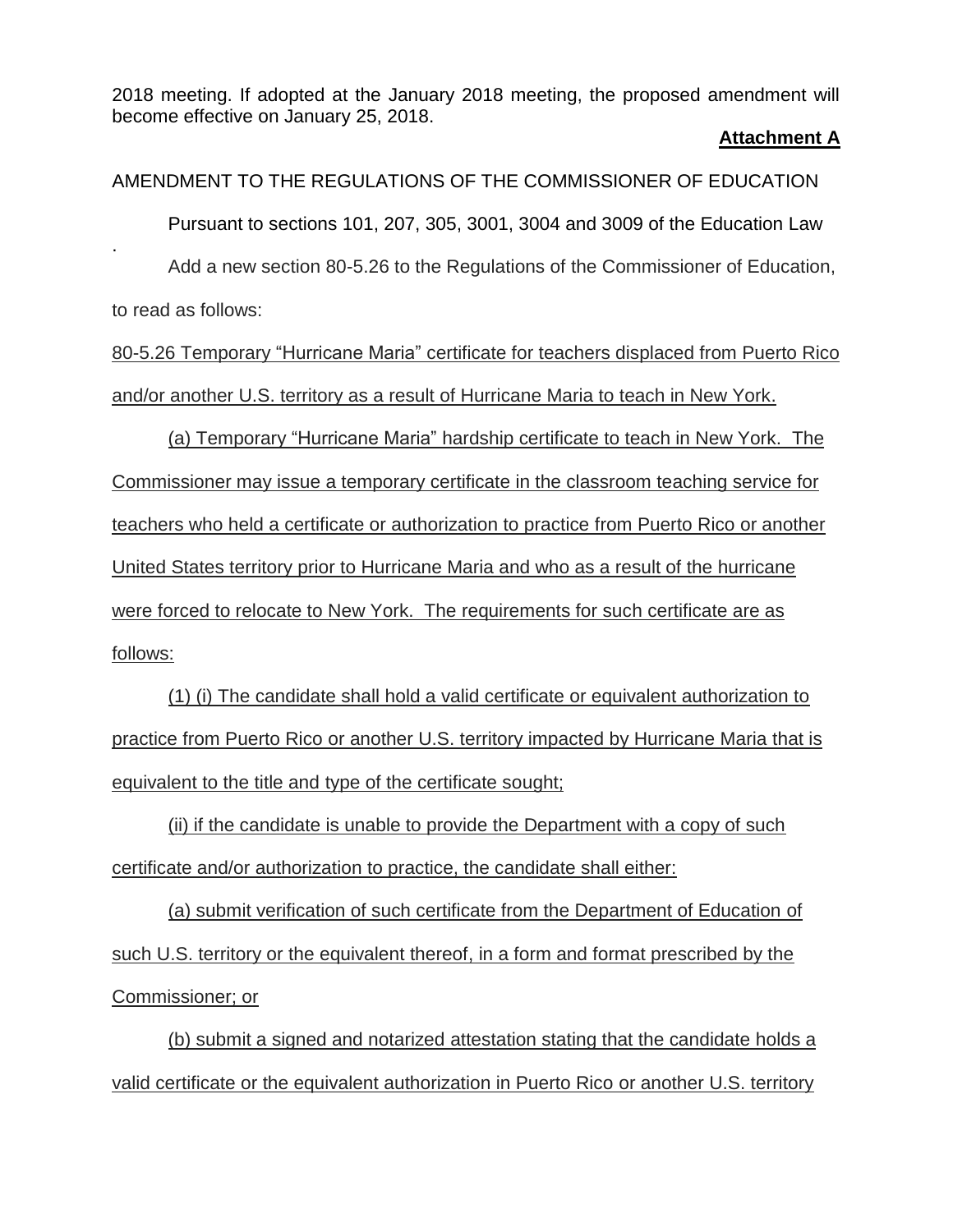2018 meeting. If adopted at the January 2018 meeting, the proposed amendment will become effective on January 25, 2018.

**Attachment A**

AMENDMENT TO THE REGULATIONS OF THE COMMISSIONER OF EDUCATION

Pursuant to sections 101, 207, 305, 3001, 3004 and 3009 of the Education Law

.

Add a new section 80-5.26 to the Regulations of the Commissioner of Education, to read as follows:

80-5.26 Temporary "Hurricane Maria" certificate for teachers displaced from Puerto Rico and/or another U.S. territory as a result of Hurricane Maria to teach in New York.

(a) Temporary "Hurricane Maria" hardship certificate to teach in New York. The Commissioner may issue a temporary certificate in the classroom teaching service for teachers who held a certificate or authorization to practice from Puerto Rico or another United States territory prior to Hurricane Maria and who as a result of the hurricane were forced to relocate to New York. The requirements for such certificate are as follows:

(1) (i) The candidate shall hold a valid certificate or equivalent authorization to practice from Puerto Rico or another U.S. territory impacted by Hurricane Maria that is equivalent to the title and type of the certificate sought;

(ii) if the candidate is unable to provide the Department with a copy of such certificate and/or authorization to practice, the candidate shall either:

(a) submit verification of such certificate from the Department of Education of such U.S. territory or the equivalent thereof, in a form and format prescribed by the Commissioner; or

(b) submit a signed and notarized attestation stating that the candidate holds a valid certificate or the equivalent authorization in Puerto Rico or another U.S. territory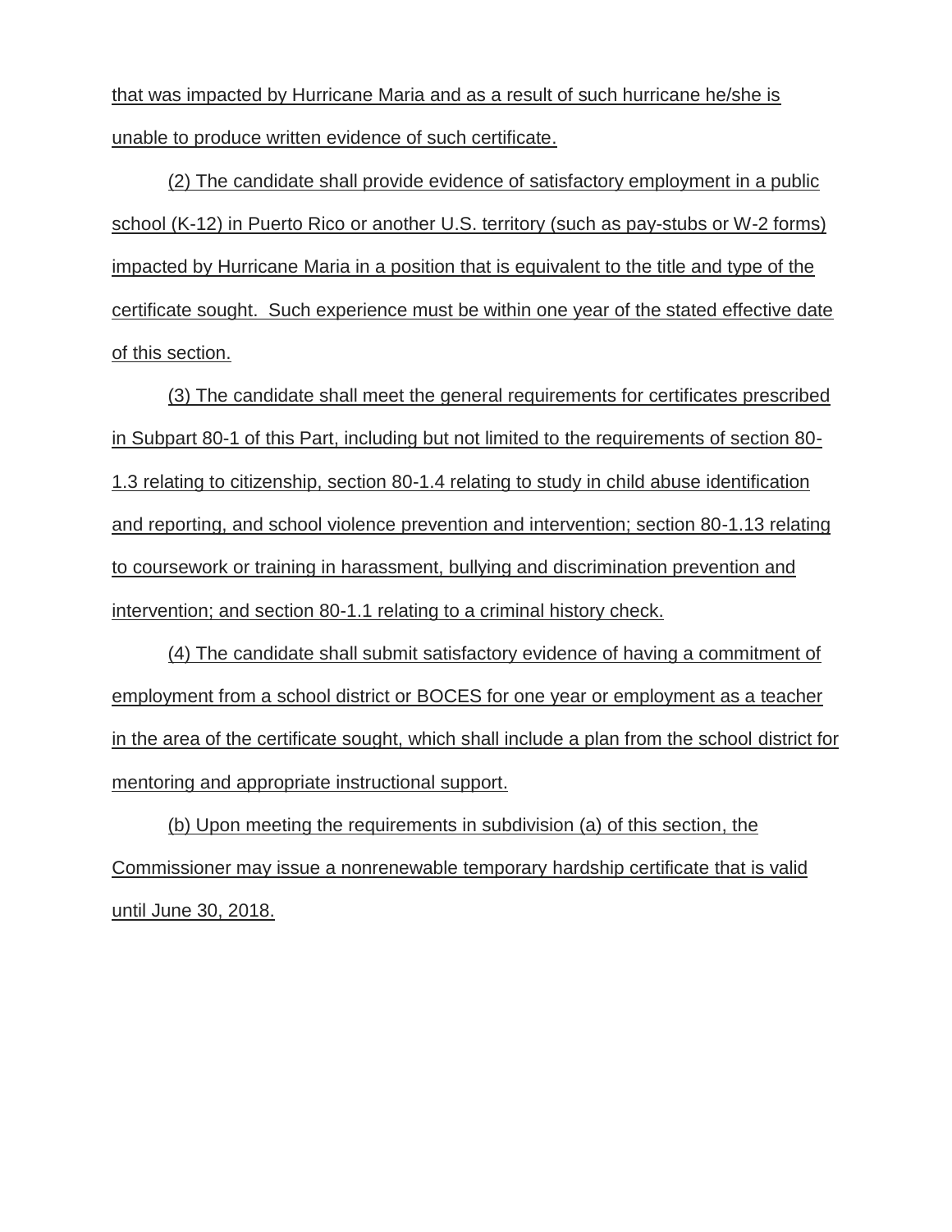that was impacted by Hurricane Maria and as a result of such hurricane he/she is unable to produce written evidence of such certificate.

(2) The candidate shall provide evidence of satisfactory employment in a public school (K-12) in Puerto Rico or another U.S. territory (such as pay-stubs or W-2 forms) impacted by Hurricane Maria in a position that is equivalent to the title and type of the certificate sought. Such experience must be within one year of the stated effective date of this section.

(3) The candidate shall meet the general requirements for certificates prescribed in Subpart 80-1 of this Part, including but not limited to the requirements of section 80-1.3 relating to citizenship, section 80-1.4 relating to study in child abuse identification and reporting, and school violence prevention and intervention; section 80-1.13 relating to coursework or training in harassment, bullying and discrimination prevention and intervention; and section 80-1.1 relating to a criminal history check.

(4) The candidate shall submit satisfactory evidence of having a commitment of employment from a school district or BOCES for one year or employment as a teacher in the area of the certificate sought, which shall include a plan from the school district for mentoring and appropriate instructional support.

(b) Upon meeting the requirements in subdivision (a) of this section, the Commissioner may issue a nonrenewable temporary hardship certificate that is valid until June 30, 2018.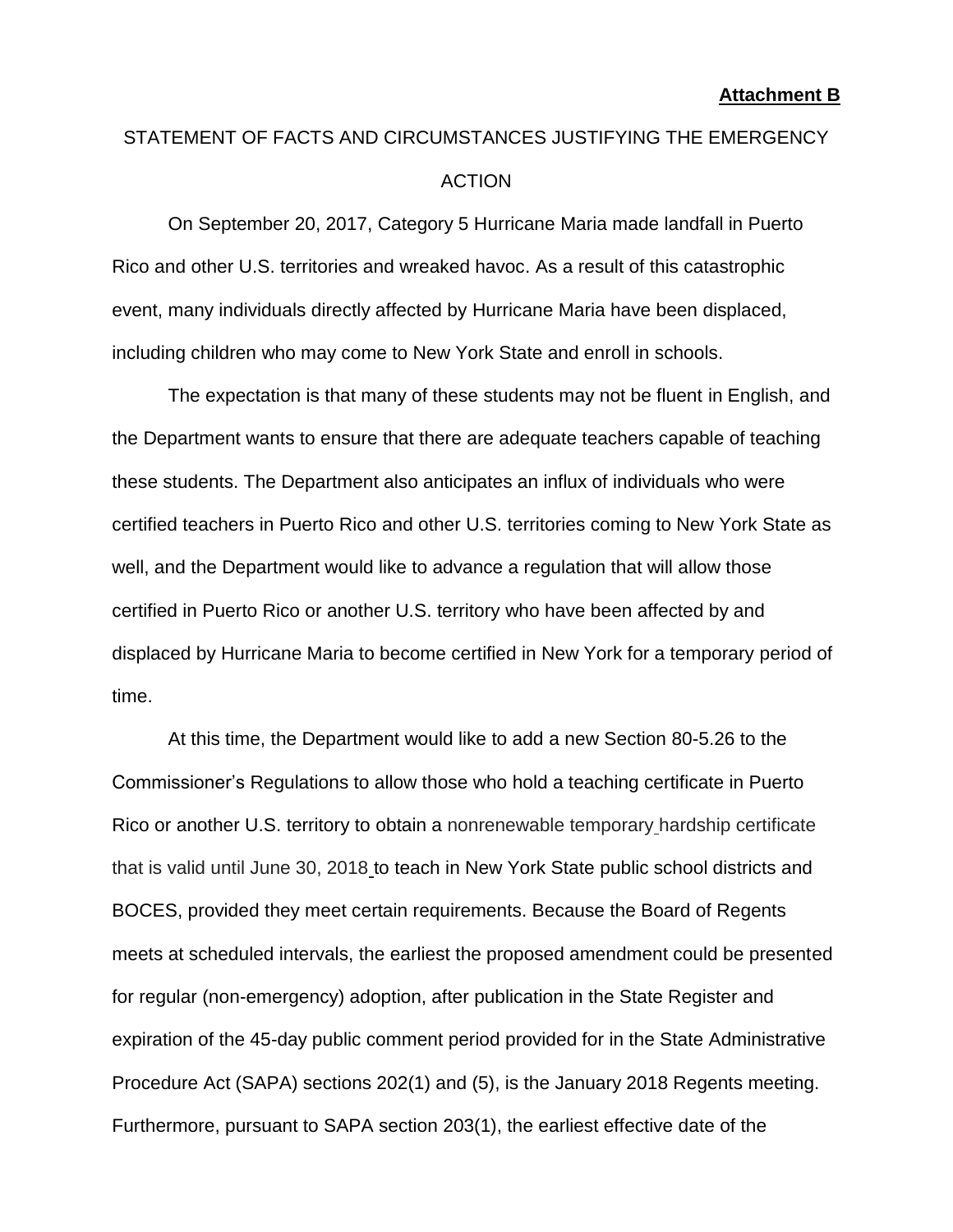**Attachment B**

STATEMENT OF FACTS AND CIRCUMSTANCES JUSTIFYING THE EMERGENCY ACTION

On September 20, 2017, Category 5 Hurricane Maria made landfall in Puerto Rico and other U.S. territories and wreaked havoc. As a result of this catastrophic event, many individuals directly affected by Hurricane Maria have been displaced, including children who may come to New York State and enroll in schools.

The expectation is that many of these students may not be fluent in English, and the Department wants to ensure that there are adequate teachers capable of teaching these students. The Department also anticipates an influx of individuals who were certified teachers in Puerto Rico and other U.S. territories coming to New York State as well, and the Department would like to advance a regulation that will allow those certified in Puerto Rico or another U.S. territory who have been affected by and displaced by Hurricane Maria to become certified in New York for a temporary period of time.

At this time, the Department would like to add a new Section 80-5.26 to the Commissioner's Regulations to allow those who hold a teaching certificate in Puerto Rico or another U.S. territory to obtain a nonrenewable temporary hardship certificate that is valid until June 30, 2018 to teach in New York State public school districts and BOCES, provided they meet certain requirements. Because the Board of Regents meets at scheduled intervals, the earliest the proposed amendment could be presented for regular (non-emergency) adoption, after publication in the State Register and expiration of the 45-day public comment period provided for in the State Administrative Procedure Act (SAPA) sections 202(1) and (5), is the January 2018 Regents meeting. Furthermore, pursuant to SAPA section 203(1), the earliest effective date of the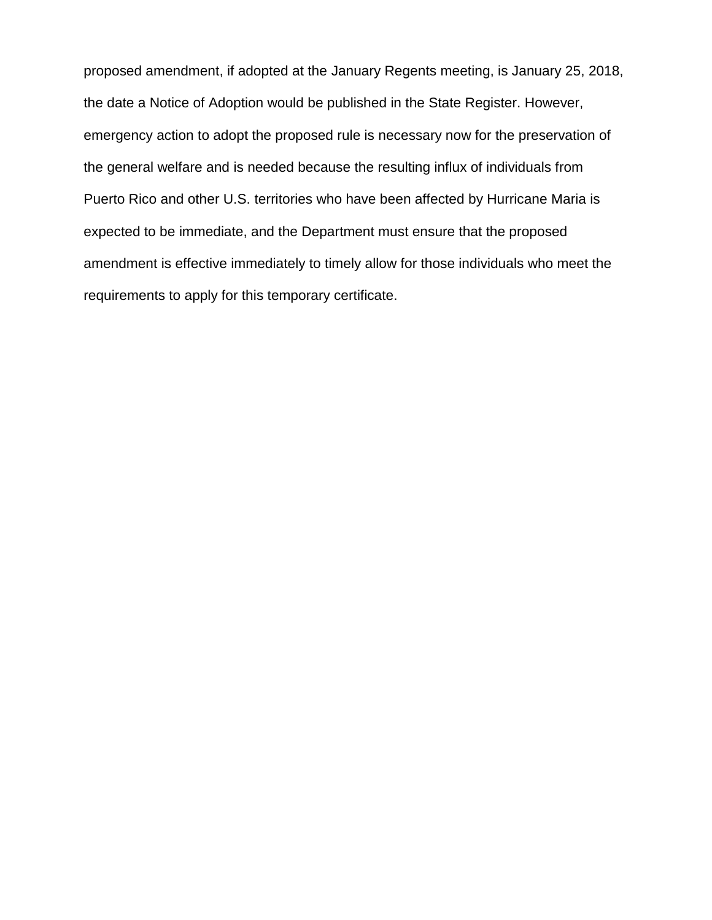proposed amendment, if adopted at the January Regents meeting, is January 25, 2018, the date a Notice of Adoption would be published in the State Register. However, emergency action to adopt the proposed rule is necessary now for the preservation of the general welfare and is needed because the resulting influx of individuals from Puerto Rico and other U.S. territories who have been affected by Hurricane Maria is expected to be immediate, and the Department must ensure that the proposed amendment is effective immediately to timely allow for those individuals who meet the requirements to apply for this temporary certificate.